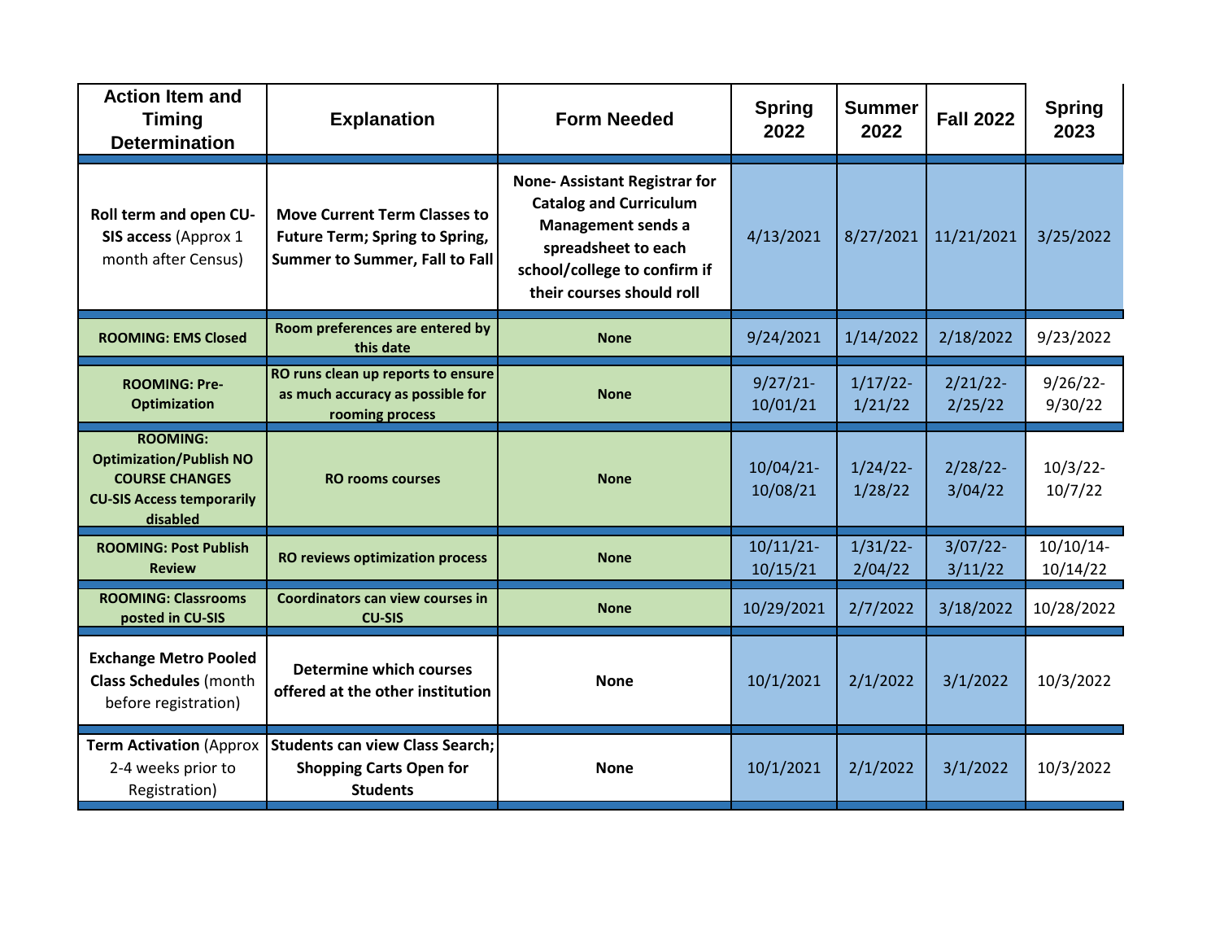| Action Item and Timing Determination | Explanation | Form Needed | Spring 2022 | Summer 2022 | Fall 2022 | Spring 2023 |
|---|---|---|---|---|---|---|
| **Roll term and open CU-SIS access** (Approx 1 month after Census) | **Move Current Term Classes to Future Term; Spring to Spring, Summer to Summer, Fall to Fall** | **None- Assistant Registrar for Catalog and Curriculum Management sends a spreadsheet to each school/college to confirm if their courses should roll** | 4/13/2021 | 8/27/2021 | 11/21/2021 | 3/25/2022 |
| **ROOMING: EMS Closed** | **Room preferences are entered by this date** | **None** | 9/24/2021 | 1/14/2022 | 2/18/2022 | 9/23/2022 |
| **ROOMING: Pre-Optimization** | **RO runs clean up reports to ensure as much accuracy as possible for rooming process** | **None** | 9/27/21-10/01/21 | 1/17/22-1/21/22 | 2/21/22-2/25/22 | 9/26/22-9/30/22 |
| **ROOMING: Optimization/Publish NO COURSE CHANGES CU-SIS Access temporarily disabled** | **RO rooms courses** | **None** | 10/04/21-10/08/21 | 1/24/22-1/28/22 | 2/28/22-3/04/22 | 10/3/22-10/7/22 |
| **ROOMING: Post Publish Review** | **RO reviews optimization process** | **None** | 10/11/21-10/15/21 | 1/31/22-2/04/22 | 3/07/22-3/11/22 | 10/10/14-10/14/22 |
| **ROOMING: Classrooms posted in CU-SIS** | **Coordinators can view courses in CU-SIS** | **None** | 10/29/2021 | 2/7/2022 | 3/18/2022 | 10/28/2022 |
| **Exchange Metro Pooled Class Schedules** (month before registration) | **Determine which courses offered at the other institution** | **None** | 10/1/2021 | 2/1/2022 | 3/1/2022 | 10/3/2022 |
| **Term Activation** (Approx 2-4 weeks prior to Registration) | **Students can view Class Search; Shopping Carts Open for Students** | **None** | 10/1/2021 | 2/1/2022 | 3/1/2022 | 10/3/2022 |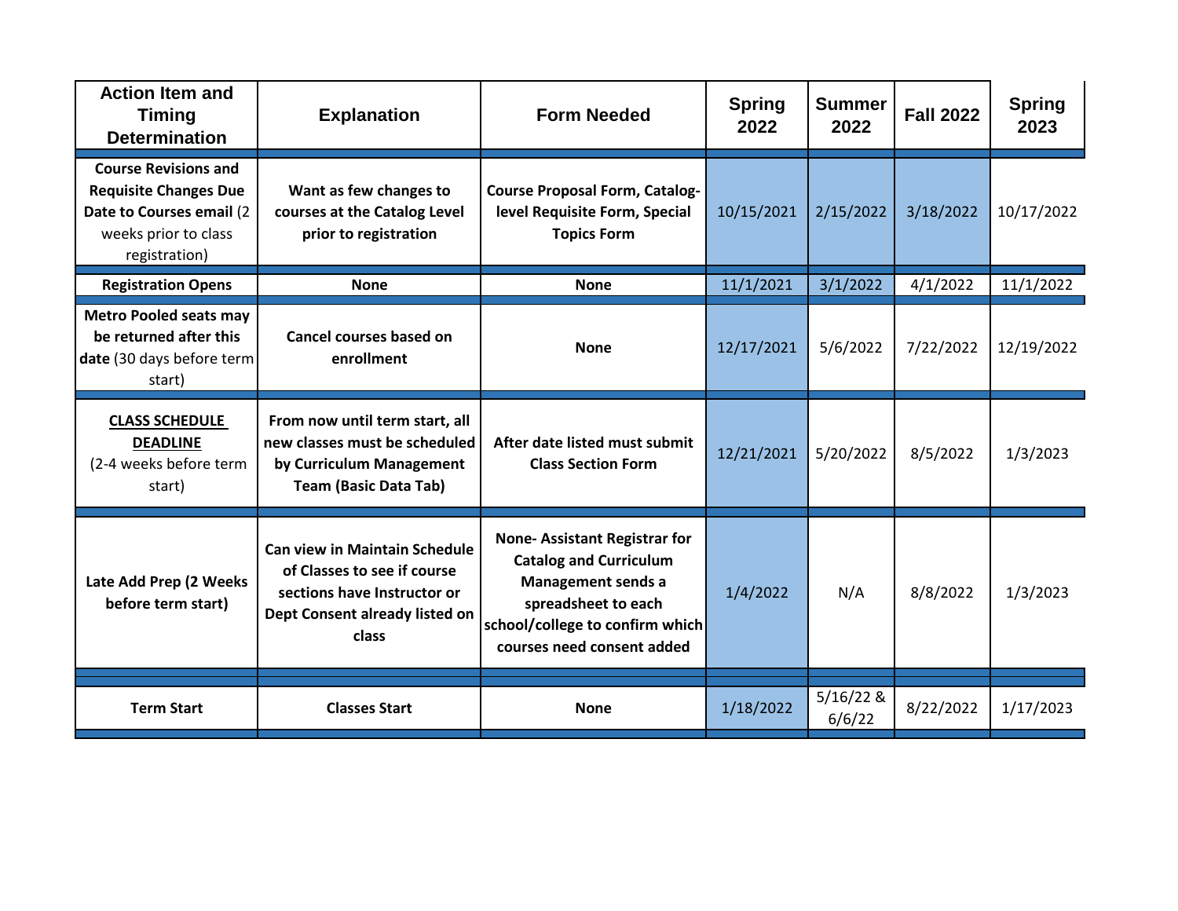| Action Item and Timing Determination | Explanation | Form Needed | Spring 2022 | Summer 2022 | Fall 2022 | Spring 2023 |
|---|---|---|---|---|---|---|
| **Course Revisions and Requisite Changes Due Date to Courses email** (2 weeks prior to class registration) | **Want as few changes to courses at the Catalog Level prior to registration** | **Course Proposal Form, Catalog-level Requisite Form, Special Topics Form** | 10/15/2021 | 2/15/2022 | 3/18/2022 | 10/17/2022 |
| **Registration Opens** | **None** | **None** | 11/1/2021 | 3/1/2022 | 4/1/2022 | 11/1/2022 |
| **Metro Pooled seats may be returned after this date** (30 days before term start) | **Cancel courses based on enrollment** | **None** | 12/17/2021 | 5/6/2022 | 7/22/2022 | 12/19/2022 |
| **CLASS SCHEDULE DEADLINE** (2-4 weeks before term start) | **From now until term start, all new classes must be scheduled by Curriculum Management Team (Basic Data Tab)** | **After date listed must submit Class Section Form** | 12/21/2021 | 5/20/2022 | 8/5/2022 | 1/3/2023 |
| **Late Add Prep (2 Weeks before term start)** | **Can view in Maintain Schedule of Classes to see if course sections have Instructor or Dept Consent already listed on class** | **None- Assistant Registrar for Catalog and Curriculum Management sends a spreadsheet to each school/college to confirm which courses need consent added** | 1/4/2022 | N/A | 8/8/2022 | 1/3/2023 |
| **Term Start** | **Classes Start** | **None** | 1/18/2022 | 5/16/22 & 6/6/22 | 8/22/2022 | 1/17/2023 |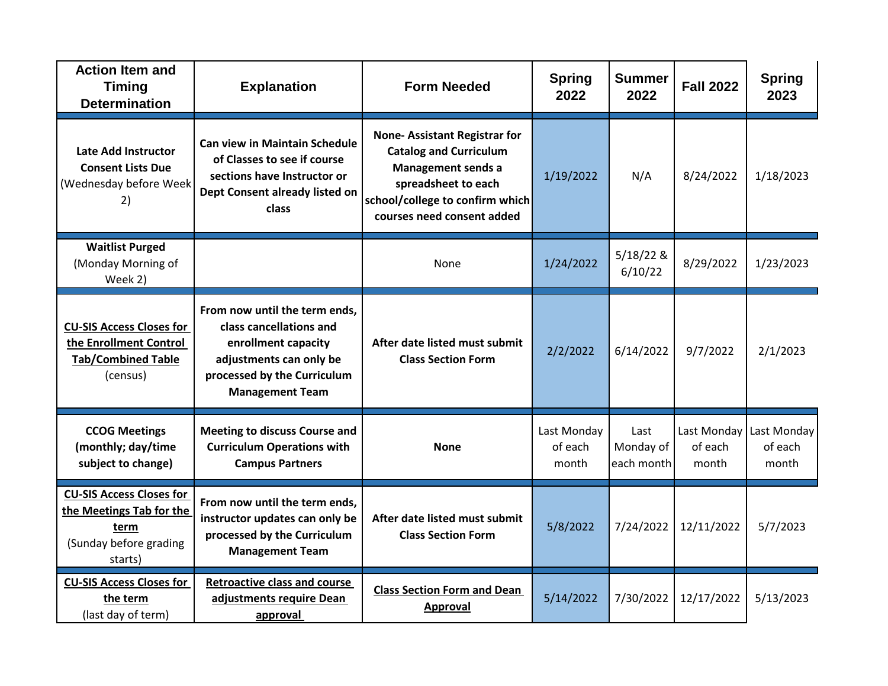| Action Item and Timing Determination | Explanation | Form Needed | Spring 2022 | Summer 2022 | Fall 2022 | Spring 2023 |
|---|---|---|---|---|---|---|
| **Late Add Instructor Consent Lists Due** (Wednesday before Week 2) | **Can view in Maintain Schedule of Classes to see if course sections have Instructor or Dept Consent already listed on class** | **None- Assistant Registrar for Catalog and Curriculum Management sends a spreadsheet to each school/college to confirm which courses need consent added** | 1/19/2022 | N/A | 8/24/2022 | 1/18/2023 |
| **Waitlist Purged** (Monday Morning of Week 2) | | None | 1/24/2022 | 5/18/22 & 6/10/22 | 8/29/2022 | 1/23/2023 |
| **CU-SIS Access Closes for the Enrollment Control Tab/Combined Table** (census) | **From now until the term ends, class cancellations and enrollment capacity adjustments can only be processed by the Curriculum Management Team** | **After date listed must submit Class Section Form** | 2/2/2022 | 6/14/2022 | 9/7/2022 | 2/1/2023 |
| **CCOG Meetings (monthly; day/time subject to change)** | **Meeting to discuss Course and Curriculum Operations with Campus Partners** | **None** | Last Monday of each month | Last Monday of each month | Last Monday of each month | Last Monday of each month |
| **CU-SIS Access Closes for the Meetings Tab for the term** (Sunday before grading starts) | **From now until the term ends, instructor updates can only be processed by the Curriculum Management Team** | **After date listed must submit Class Section Form** | 5/8/2022 | 7/24/2022 | 12/11/2022 | 5/7/2023 |
| **CU-SIS Access Closes for the term** (last day of term) | **Retroactive class and course adjustments require Dean approval** | **Class Section Form and Dean Approval** | 5/14/2022 | 7/30/2022 | 12/17/2022 | 5/13/2023 |